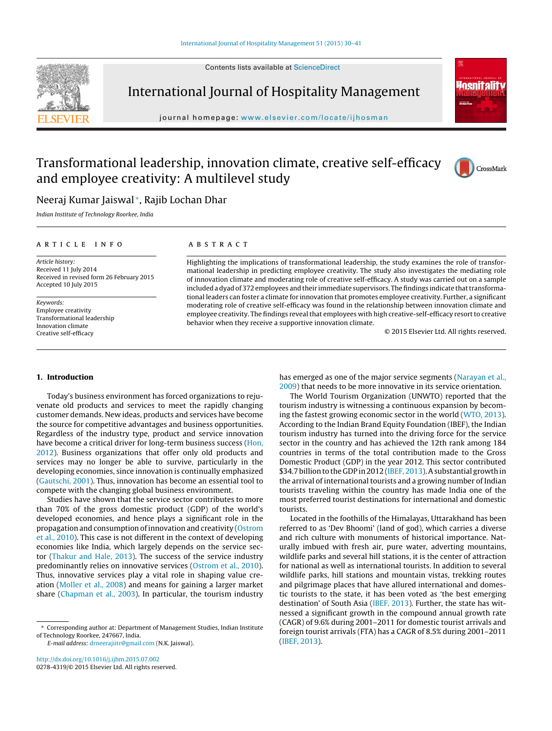# Transformational leadership, innovation climate, creative self-efficacy and employee creativity: A multilevel study

Neeraj Kumar Jaiswal*, Rajib Lochan Dhar

*Indian Institute of Technology Roorkee, India*

## ARTICLE INFO

*Article history:*
Received 11 July 2014
Received in revised form 26 February 2015
Accepted 10 July 2015

*Keywords:*
Employee creativity
Transformational leadership
Innovation climate
Creative self-efficacy

## ABSTRACT

Highlighting the implications of transformational leadership, the study examines the role of transformational leadership in predicting employee creativity. The study also investigates the mediating role of innovation climate and moderating role of creative self-efficacy. A study was carried out on a sample included a dyad of 372 employees and their immediate supervisors. The findings indicate that transformational leaders can foster a climate for innovation that promotes employee creativity. Further, a significant moderating role of creative self-efficacy was found in the relationship between innovation climate and employee creativity. The findings reveal that employees with high creative-self-efficacy resort to creative behavior when they receive a supportive innovation climate.

© 2015 Elsevier Ltd. All rights reserved.

## 1. Introduction

Today's business environment has forced organizations to rejuvenate old products and services to meet the rapidly changing customer demands. New ideas, products and services have become the source for competitive advantages and business opportunities. Regardless of the industry type, product and service innovation have become a critical driver for long-term business success (Hon, 2012). Business organizations that offer only old products and services may no longer be able to survive, particularly in the developing economies, since innovation is continually emphasized (Gautschi, 2001). Thus, innovation has become an essential tool to compete with the changing global business environment.

Studies have shown that the service sector contributes to more than 70% of the gross domestic product (GDP) of the world's developed economies, and hence plays a significant role in the propagation and consumption of innovation and creativity (Ostrom et al., 2010). This case is not different in the context of developing economies like India, which largely depends on the service sector (Thakur and Hale, 2013). The success of the service industry predominantly relies on innovative services (Ostrom et al., 2010). Thus, innovative services play a vital role in shaping value creation (Moller et al., 2008) and means for gaining a larger market share (Chapman et al., 2003). In particular, the tourism industry has emerged as one of the major service segments (Narayan et al., 2009) that needs to be more innovative in its service orientation.

The World Tourism Organization (UNWTO) reported that the tourism industry is witnessing a continuous expansion by becoming the fastest growing economic sector in the world (WTO, 2013). According to the Indian Brand Equity Foundation (IBEF), the Indian tourism industry has turned into the driving force for the service sector in the country and has achieved the 12th rank among 184 countries in terms of the total contribution made to the Gross Domestic Product (GDP) in the year 2012. This sector contributed $34.7 billion to the GDP in 2012 (IBEF, 2013). A substantial growth in the arrival of international tourists and a growing number of Indian tourists traveling within the country has made India one of the most preferred tourist destinations for international and domestic tourists.

Located in the foothills of the Himalayas, Uttarakhand has been referred to as 'Dev Bhoomi' (land of god), which carries a diverse and rich culture with monuments of historical importance. Naturally imbued with fresh air, pure water, adverting mountains, wildlife parks and several hill stations, it is the center of attraction for national as well as international tourists. In addition to several wildlife parks, hill stations and mountain vistas, trekking routes and pilgrimage places that have allured international and domestic tourists to the state, it has been voted as 'the best emerging destination' of South Asia (IBEF, 2013). Further, the state has witnessed a significant growth in the compound annual growth rate (CAGR) of 9.6% during 2001–2011 for domestic tourist arrivals and foreign tourist arrivals (FTA) has a CAGR of 8.5% during 2001–2011 (IBEF, 2013).

* Corresponding author at: Department of Management Studies, Indian Institute of Technology Roorkee, 247667, India.
*E-mail address:* drneerajiitr@gmail.com (N.K. Jaiswal).

http://dx.doi.org/10.1016/j.ijhm.2015.07.002
0278-4319/© 2015 Elsevier Ltd. All rights reserved.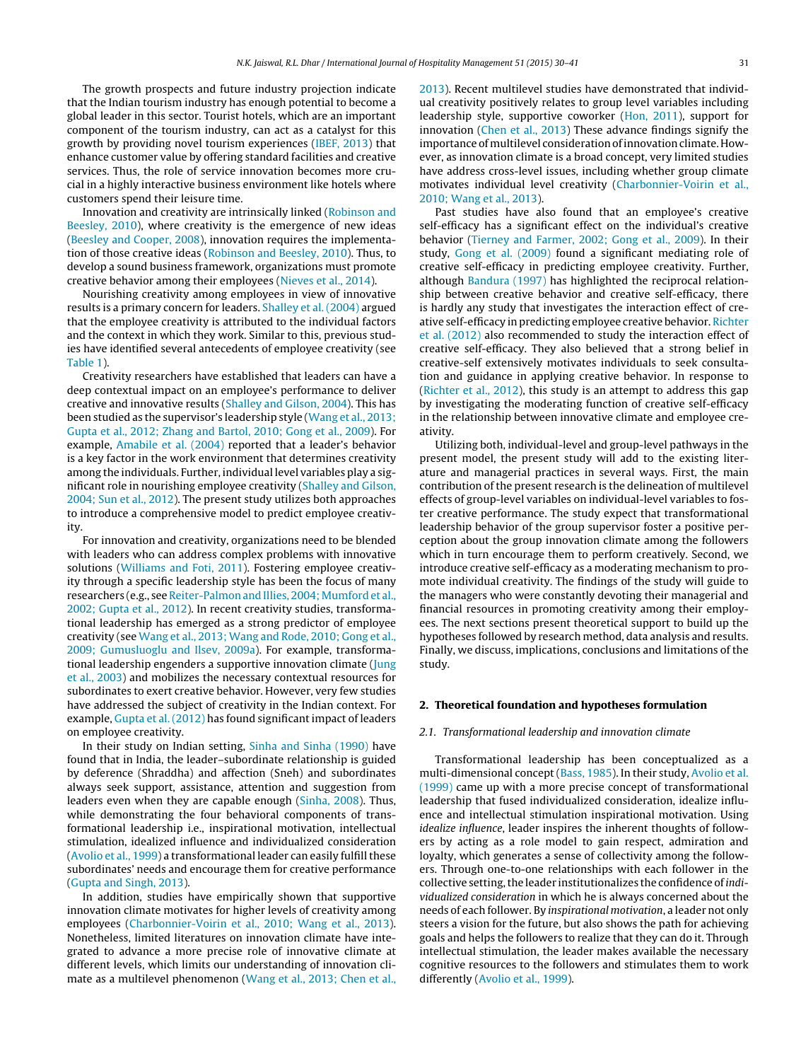The growth prospects and future industry projection indicate that the Indian tourism industry has enough potential to become a global leader in this sector. Tourist hotels, which are an important component of the tourism industry, can act as a catalyst for this growth by providing novel tourism experiences (IBEF, 2013) that enhance customer value by offering standard facilities and creative services. Thus, the role of service innovation becomes more crucial in a highly interactive business environment like hotels where customers spend their leisure time.

Innovation and creativity are intrinsically linked (Robinson and Beesley, 2010), where creativity is the emergence of new ideas (Beesley and Cooper, 2008), innovation requires the implementation of those creative ideas (Robinson and Beesley, 2010). Thus, to develop a sound business framework, organizations must promote creative behavior among their employees (Nieves et al., 2014).

Nourishing creativity among employees in view of innovative results is a primary concern for leaders. Shalley et al. (2004) argued that the employee creativity is attributed to the individual factors and the context in which they work. Similar to this, previous studies have identified several antecedents of employee creativity (see Table 1).

Creativity researchers have established that leaders can have a deep contextual impact on an employee's performance to deliver creative and innovative results (Shalley and Gilson, 2004). This has been studied as the supervisor's leadership style (Wang et al., 2013; Gupta et al., 2012; Zhang and Bartol, 2010; Gong et al., 2009). For example, Amabile et al. (2004) reported that a leader's behavior is a key factor in the work environment that determines creativity among the individuals. Further, individual level variables play a significant role in nourishing employee creativity (Shalley and Gilson, 2004; Sun et al., 2012). The present study utilizes both approaches to introduce a comprehensive model to predict employee creativity.

For innovation and creativity, organizations need to be blended with leaders who can address complex problems with innovative solutions (Williams and Foti, 2011). Fostering employee creativity through a specific leadership style has been the focus of many researchers (e.g., see Reiter-Palmon and Illies, 2004; Mumford et al., 2002; Gupta et al., 2012). In recent creativity studies, transformational leadership has emerged as a strong predictor of employee creativity (see Wang et al., 2013; Wang and Rode, 2010; Gong et al., 2009; Gumusluoglu and Ilsev, 2009a). For example, transformational leadership engenders a supportive innovation climate (Jung et al., 2003) and mobilizes the necessary contextual resources for subordinates to exert creative behavior. However, very few studies have addressed the subject of creativity in the Indian context. For example, Gupta et al. (2012) has found significant impact of leaders on employee creativity.

In their study on Indian setting, Sinha and Sinha (1990) have found that in India, the leader–subordinate relationship is guided by deference (Shraddha) and affection (Sneh) and subordinates always seek support, assistance, attention and suggestion from leaders even when they are capable enough (Sinha, 2008). Thus, while demonstrating the four behavioral components of transformational leadership i.e., inspirational motivation, intellectual stimulation, idealized influence and individualized consideration (Avolio et al., 1999) a transformational leader can easily fulfill these subordinates' needs and encourage them for creative performance (Gupta and Singh, 2013).

In addition, studies have empirically shown that supportive innovation climate motivates for higher levels of creativity among employees (Charbonnier-Voirin et al., 2010; Wang et al., 2013). Nonetheless, limited literatures on innovation climate have integrated to advance a more precise role of innovative climate at different levels, which limits our understanding of innovation climate as a multilevel phenomenon (Wang et al., 2013; Chen et al., 2013). Recent multilevel studies have demonstrated that individual creativity positively relates to group level variables including leadership style, supportive coworker (Hon, 2011), support for innovation (Chen et al., 2013) These advance findings signify the importance of multilevel consideration of innovation climate. However, as innovation climate is a broad concept, very limited studies have address cross-level issues, including whether group climate motivates individual level creativity (Charbonnier-Voirin et al., 2010; Wang et al., 2013).

Past studies have also found that an employee's creative self-efficacy has a significant effect on the individual's creative behavior (Tierney and Farmer, 2002; Gong et al., 2009). In their study, Gong et al. (2009) found a significant mediating role of creative self-efficacy in predicting employee creativity. Further, although Bandura (1997) has highlighted the reciprocal relationship between creative behavior and creative self-efficacy, there is hardly any study that investigates the interaction effect of creative self-efficacy in predicting employee creative behavior. Richter et al. (2012) also recommended to study the interaction effect of creative self-efficacy. They also believed that a strong belief in creative-self extensively motivates individuals to seek consultation and guidance in applying creative behavior. In response to (Richter et al., 2012), this study is an attempt to address this gap by investigating the moderating function of creative self-efficacy in the relationship between innovative climate and employee creativity.

Utilizing both, individual-level and group-level pathways in the present model, the present study will add to the existing literature and managerial practices in several ways. First, the main contribution of the present research is the delineation of multilevel effects of group-level variables on individual-level variables to foster creative performance. The study expect that transformational leadership behavior of the group supervisor foster a positive perception about the group innovation climate among the followers which in turn encourage them to perform creatively. Second, we introduce creative self-efficacy as a moderating mechanism to promote individual creativity. The findings of the study will guide to the managers who were constantly devoting their managerial and financial resources in promoting creativity among their employees. The next sections present theoretical support to build up the hypotheses followed by research method, data analysis and results. Finally, we discuss, implications, conclusions and limitations of the study.

## 2. Theoretical foundation and hypotheses formulation

### 2.1. Transformational leadership and innovation climate

Transformational leadership has been conceptualized as a multi-dimensional concept (Bass, 1985). In their study, Avolio et al. (1999) came up with a more precise concept of transformational leadership that fused individualized consideration, idealize influence and intellectual stimulation inspirational motivation. Using *idealize influence*, leader inspires the inherent thoughts of followers by acting as a role model to gain respect, admiration and loyalty, which generates a sense of collectivity among the followers. Through one-to-one relationships with each follower in the collective setting, the leader institutionalizes the confidence of *individualized consideration* in which he is always concerned about the needs of each follower. By *inspirational motivation*, a leader not only steers a vision for the future, but also shows the path for achieving goals and helps the followers to realize that they can do it. Through intellectual stimulation, the leader makes available the necessary cognitive resources to the followers and stimulates them to work differently (Avolio et al., 1999).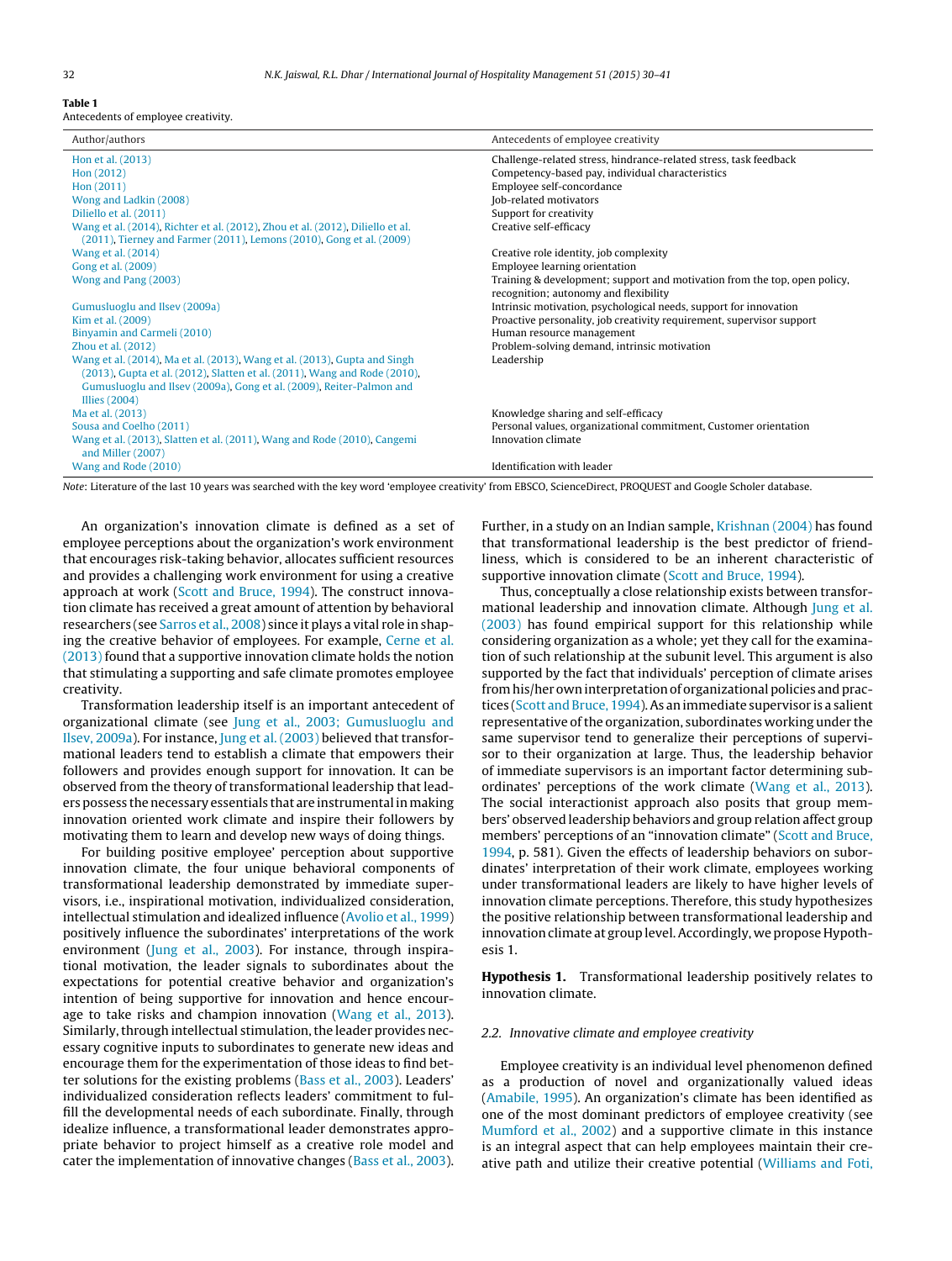**Table 1**
Antecedents of employee creativity.

| Author/authors | Antecedents of employee creativity |
|---|---|
| Hon et al. (2013) | Challenge-related stress, hindrance-related stress, task feedback |
| Hon (2012) | Competency-based pay, individual characteristics |
| Hon (2011) | Employee self-concordance |
| Wong and Ladkin (2008) | Job-related motivators |
| Diliello et al. (2011) | Support for creativity |
| Wang et al. (2014), Richter et al. (2012), Zhou et al. (2012), Diliello et al. (2011), Tierney and Farmer (2011), Lemons (2010), Gong et al. (2009) | Creative self-efficacy |
| Wang et al. (2014) | Creative role identity, job complexity |
| Gong et al. (2009) | Employee learning orientation |
| Wong and Pang (2003) | Training & development; support and motivation from the top, open policy, recognition; autonomy and flexibility |
| Gumusluoglu and Ilsev (2009a) | Intrinsic motivation, psychological needs, support for innovation |
| Kim et al. (2009) | Proactive personality, job creativity requirement, supervisor support |
| Binyamin and Carmeli (2010) | Human resource management |
| Zhou et al. (2012) | Problem-solving demand, intrinsic motivation |
| Wang et al. (2014), Ma et al. (2013), Wang et al. (2013), Gupta and Singh (2013), Gupta et al. (2012), Slatten et al. (2011), Wang and Rode (2010), Gumusluoglu and Ilsev (2009a), Gong et al. (2009), Reiter-Palmon and Illies (2004) | Leadership |
| Ma et al. (2013) | Knowledge sharing and self-efficacy |
| Sousa and Coelho (2011) | Personal values, organizational commitment, Customer orientation |
| Wang et al. (2013), Slatten et al. (2011), Wang and Rode (2010), Cangemi and Miller (2007) | Innovation climate |
| Wang and Rode (2010) | Identification with leader |

*Note*: Literature of the last 10 years was searched with the key word 'employee creativity' from EBSCO, ScienceDirect, PROQUEST and Google Scholer database.

An organization's innovation climate is defined as a set of employee perceptions about the organization's work environment that encourages risk-taking behavior, allocates sufficient resources and provides a challenging work environment for using a creative approach at work (Scott and Bruce, 1994). The construct innovation climate has received a great amount of attention by behavioral researchers (see Sarros et al., 2008) since it plays a vital role in shaping the creative behavior of employees. For example, Cerne et al. (2013) found that a supportive innovation climate holds the notion that stimulating a supporting and safe climate promotes employee creativity.

Transformation leadership itself is an important antecedent of organizational climate (see Jung et al., 2003; Gumusluoglu and Ilsev, 2009a). For instance, Jung et al. (2003) believed that transformational leaders tend to establish a climate that empowers their followers and provides enough support for innovation. It can be observed from the theory of transformational leadership that leaders possess the necessary essentials that are instrumental in making innovation oriented work climate and inspire their followers by motivating them to learn and develop new ways of doing things.

For building positive employee' perception about supportive innovation climate, the four unique behavioral components of transformational leadership demonstrated by immediate supervisors, i.e., inspirational motivation, individualized consideration, intellectual stimulation and idealized influence (Avolio et al., 1999) positively influence the subordinates' interpretations of the work environment (Jung et al., 2003). For instance, through inspirational motivation, the leader signals to subordinates about the expectations for potential creative behavior and organization's intention of being supportive for innovation and hence encourage to take risks and champion innovation (Wang et al., 2013). Similarly, through intellectual stimulation, the leader provides necessary cognitive inputs to subordinates to generate new ideas and encourage them for the experimentation of those ideas to find better solutions for the existing problems (Bass et al., 2003). Leaders' individualized consideration reflects leaders' commitment to fulfill the developmental needs of each subordinate. Finally, through idealize influence, a transformational leader demonstrates appropriate behavior to project himself as a creative role model and cater the implementation of innovative changes (Bass et al., 2003). Further, in a study on an Indian sample, Krishnan (2004) has found that transformational leadership is the best predictor of friendliness, which is considered to be an inherent characteristic of supportive innovation climate (Scott and Bruce, 1994).

Thus, conceptually a close relationship exists between transformational leadership and innovation climate. Although Jung et al. (2003) has found empirical support for this relationship while considering organization as a whole; yet they call for the examination of such relationship at the subunit level. This argument is also supported by the fact that individuals' perception of climate arises from his/her own interpretation of organizational policies and practices (Scott and Bruce, 1994). As an immediate supervisor is a salient representative of the organization, subordinates working under the same supervisor tend to generalize their perceptions of supervisor to their organization at large. Thus, the leadership behavior of immediate supervisors is an important factor determining subordinates' perceptions of the work climate (Wang et al., 2013). The social interactionist approach also posits that group members' observed leadership behaviors and group relation affect group members' perceptions of an "innovation climate" (Scott and Bruce, 1994, p. 581). Given the effects of leadership behaviors on subordinates' interpretation of their work climate, employees working under transformational leaders are likely to have higher levels of innovation climate perceptions. Therefore, this study hypothesizes the positive relationship between transformational leadership and innovation climate at group level. Accordingly, we propose Hypothesis 1.

**Hypothesis 1.** Transformational leadership positively relates to innovation climate.

### 2.2. Innovative climate and employee creativity

Employee creativity is an individual level phenomenon defined as a production of novel and organizationally valued ideas (Amabile, 1995). An organization's climate has been identified as one of the most dominant predictors of employee creativity (see Mumford et al., 2002) and a supportive climate in this instance is an integral aspect that can help employees maintain their creative path and utilize their creative potential (Williams and Foti,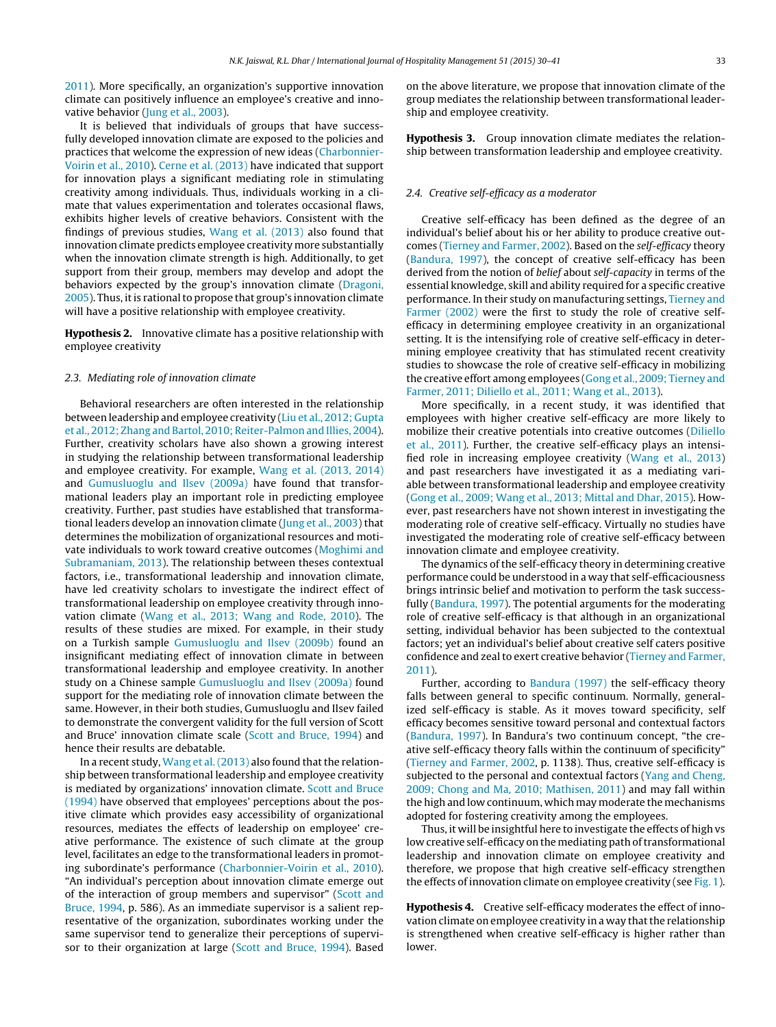2011). More specifically, an organization's supportive innovation climate can positively influence an employee's creative and innovative behavior (Jung et al., 2003).

It is believed that individuals of groups that have successfully developed innovation climate are exposed to the policies and practices that welcome the expression of new ideas (Charbonnier-Voirin et al., 2010). Cerne et al. (2013) have indicated that support for innovation plays a significant mediating role in stimulating creativity among individuals. Thus, individuals working in a climate that values experimentation and tolerates occasional flaws, exhibits higher levels of creative behaviors. Consistent with the findings of previous studies, Wang et al. (2013) also found that innovation climate predicts employee creativity more substantially when the innovation climate strength is high. Additionally, to get support from their group, members may develop and adopt the behaviors expected by the group's innovation climate (Dragoni, 2005). Thus, it is rational to propose that group's innovation climate will have a positive relationship with employee creativity.

**Hypothesis 2.** Innovative climate has a positive relationship with employee creativity

### 2.3. Mediating role of innovation climate

Behavioral researchers are often interested in the relationship between leadership and employee creativity (Liu et al., 2012; Gupta et al., 2012; Zhang and Bartol, 2010; Reiter-Palmon and Illies, 2004). Further, creativity scholars have also shown a growing interest in studying the relationship between transformational leadership and employee creativity. For example, Wang et al. (2013, 2014) and Gumusluoglu and Ilsev (2009a) have found that transformational leaders play an important role in predicting employee creativity. Further, past studies have established that transformational leaders develop an innovation climate (Jung et al., 2003) that determines the mobilization of organizational resources and motivate individuals to work toward creative outcomes (Moghimi and Subramaniam, 2013). The relationship between theses contextual factors, i.e., transformational leadership and innovation climate, have led creativity scholars to investigate the indirect effect of transformational leadership on employee creativity through innovation climate (Wang et al., 2013; Wang and Rode, 2010). The results of these studies are mixed. For example, in their study on a Turkish sample Gumusluoglu and Ilsev (2009b) found an insignificant mediating effect of innovation climate in between transformational leadership and employee creativity. In another study on a Chinese sample Gumusluoglu and Ilsev (2009a) found support for the mediating role of innovation climate between the same. However, in their both studies, Gumusluoglu and Ilsev failed to demonstrate the convergent validity for the full version of Scott and Bruce' innovation climate scale (Scott and Bruce, 1994) and hence their results are debatable.

In a recent study, Wang et al. (2013) also found that the relationship between transformational leadership and employee creativity is mediated by organizations' innovation climate. Scott and Bruce (1994) have observed that employees' perceptions about the positive climate which provides easy accessibility of organizational resources, mediates the effects of leadership on employee' creative performance. The existence of such climate at the group level, facilitates an edge to the transformational leaders in promoting subordinate's performance (Charbonnier-Voirin et al., 2010). "An individual's perception about innovation climate emerge out of the interaction of group members and supervisor" (Scott and Bruce, 1994, p. 586). As an immediate supervisor is a salient representative of the organization, subordinates working under the same supervisor tend to generalize their perceptions of supervisor to their organization at large (Scott and Bruce, 1994). Based on the above literature, we propose that innovation climate of the group mediates the relationship between transformational leadership and employee creativity.

**Hypothesis 3.** Group innovation climate mediates the relationship between transformation leadership and employee creativity.

### 2.4. Creative self-efficacy as a moderator

Creative self-efficacy has been defined as the degree of an individual's belief about his or her ability to produce creative outcomes (Tierney and Farmer, 2002). Based on the *self-efficacy* theory (Bandura, 1997), the concept of creative self-efficacy has been derived from the notion of *belief* about *self-capacity* in terms of the essential knowledge, skill and ability required for a specific creative performance. In their study on manufacturing settings, Tierney and Farmer (2002) were the first to study the role of creative self-efficacy in determining employee creativity in an organizational setting. It is the intensifying role of creative self-efficacy in determining employee creativity that has stimulated recent creativity studies to showcase the role of creative self-efficacy in mobilizing the creative effort among employees (Gong et al., 2009; Tierney and Farmer, 2011; Diliello et al., 2011; Wang et al., 2013).

More specifically, in a recent study, it was identified that employees with higher creative self-efficacy are more likely to mobilize their creative potentials into creative outcomes (Diliello et al., 2011). Further, the creative self-efficacy plays an intensified role in increasing employee creativity (Wang et al., 2013) and past researchers have investigated it as a mediating variable between transformational leadership and employee creativity (Gong et al., 2009; Wang et al., 2013; Mittal and Dhar, 2015). However, past researchers have not shown interest in investigating the moderating role of creative self-efficacy. Virtually no studies have investigated the moderating role of creative self-efficacy between innovation climate and employee creativity.

The dynamics of the self-efficacy theory in determining creative performance could be understood in a way that self-efficaciousness brings intrinsic belief and motivation to perform the task successfully (Bandura, 1997). The potential arguments for the moderating role of creative self-efficacy is that although in an organizational setting, individual behavior has been subjected to the contextual factors; yet an individual's belief about creative self caters positive confidence and zeal to exert creative behavior (Tierney and Farmer, 2011).

Further, according to Bandura (1997) the self-efficacy theory falls between general to specific continuum. Normally, generalized self-efficacy is stable. As it moves toward specificity, self efficacy becomes sensitive toward personal and contextual factors (Bandura, 1997). In Bandura's two continuum concept, "the creative self-efficacy theory falls within the continuum of specificity" (Tierney and Farmer, 2002, p. 1138). Thus, creative self-efficacy is subjected to the personal and contextual factors (Yang and Cheng, 2009; Chong and Ma, 2010; Mathisen, 2011) and may fall within the high and low continuum, which may moderate the mechanisms adopted for fostering creativity among the employees.

Thus, it will be insightful here to investigate the effects of high vs low creative self-efficacy on the mediating path of transformational leadership and innovation climate on employee creativity and therefore, we propose that high creative self-efficacy strengthen the effects of innovation climate on employee creativity (see Fig. 1).

**Hypothesis 4.** Creative self-efficacy moderates the effect of innovation climate on employee creativity in a way that the relationship is strengthened when creative self-efficacy is higher rather than lower.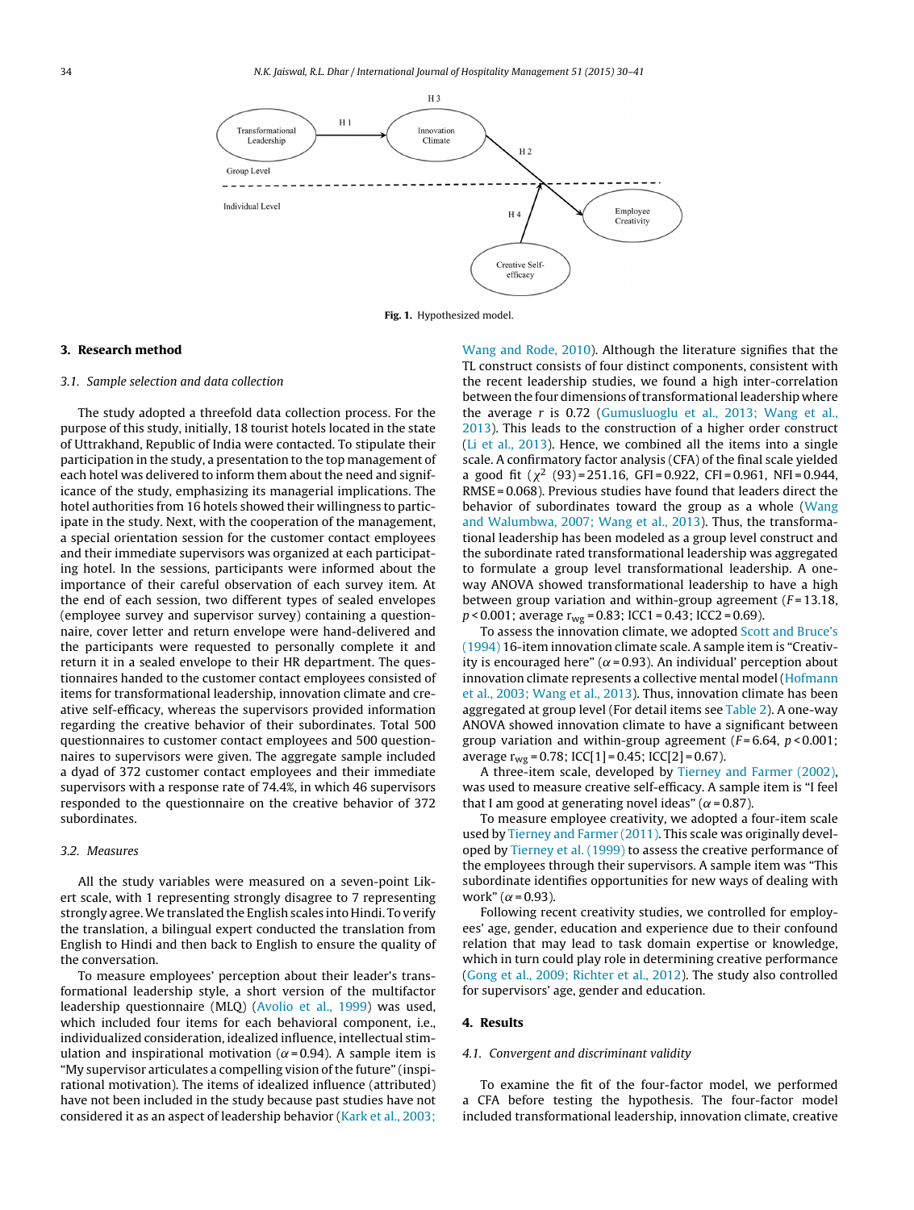Fig. 1. Hypothesized model.

## 3. Research method

### 3.1. Sample selection and data collection

The study adopted a threefold data collection process. For the purpose of this study, initially, 18 tourist hotels located in the state of Uttrakhand, Republic of India were contacted. To stipulate their participation in the study, a presentation to the top management of each hotel was delivered to inform them about the need and significance of the study, emphasizing its managerial implications. The hotel authorities from 16 hotels showed their willingness to participate in the study. Next, with the cooperation of the management, a special orientation session for the customer contact employees and their immediate supervisors was organized at each participating hotel. In the sessions, participants were informed about the importance of their careful observation of each survey item. At the end of each session, two different types of sealed envelopes (employee survey and supervisor survey) containing a questionnaire, cover letter and return envelope were hand-delivered and the participants were requested to personally complete it and return it in a sealed envelope to their HR department. The questionnaires handed to the customer contact employees consisted of items for transformational leadership, innovation climate and creative self-efficacy, whereas the supervisors provided information regarding the creative behavior of their subordinates. Total 500 questionnaires to customer contact employees and 500 questionnaires to supervisors were given. The aggregate sample included a dyad of 372 customer contact employees and their immediate supervisors with a response rate of 74.4%, in which 46 supervisors responded to the questionnaire on the creative behavior of 372 subordinates.

### 3.2. Measures

All the study variables were measured on a seven-point Likert scale, with 1 representing strongly disagree to 7 representing strongly agree. We translated the English scales into Hindi. To verify the translation, a bilingual expert conducted the translation from English to Hindi and then back to English to ensure the quality of the conversation.

To measure employees' perception about their leader's transformational leadership style, a short version of the multifactor leadership questionnaire (MLQ) (Avolio et al., 1999) was used, which included four items for each behavioral component, i.e., individualized consideration, idealized influence, intellectual stimulation and inspirational motivation ($\alpha = 0.94$). A sample item is "My supervisor articulates a compelling vision of the future" (inspirational motivation). The items of idealized influence (attributed) have not been included in the study because past studies have not considered it as an aspect of leadership behavior (Kark et al., 2003; Wang and Rode, 2010). Although the literature signifies that the TL construct consists of four distinct components, consistent with the recent leadership studies, we found a high inter-correlation between the four dimensions of transformational leadership where the average $r$ is 0.72 (Gumusluoglu et al., 2013; Wang et al., 2013). This leads to the construction of a higher order construct (Li et al., 2013). Hence, we combined all the items into a single scale. A confirmatory factor analysis (CFA) of the final scale yielded a good fit ($\chi^2$ (93) = 251.16, GFI = 0.922, CFI = 0.961, NFI = 0.944, RMSE = 0.068). Previous studies have found that leaders direct the behavior of subordinates toward the group as a whole (Wang and Walumbwa, 2007; Wang et al., 2013). Thus, the transformational leadership has been modeled as a group level construct and the subordinate rated transformational leadership was aggregated to formulate a group level transformational leadership. A one-way ANOVA showed transformational leadership to have a high between group variation and within-group agreement ($F = 13.18$, $p < 0.001$; average $r_{wg} = 0.83$; ICC1 = 0.43; ICC2 = 0.69).

To assess the innovation climate, we adopted Scott and Bruce's (1994) 16-item innovation climate scale. A sample item is "Creativity is encouraged here" ($\alpha = 0.93$). An individual' perception about innovation climate represents a collective mental model (Hofmann et al., 2003; Wang et al., 2013). Thus, innovation climate has been aggregated at group level (For detail items see Table 2). A one-way ANOVA showed innovation climate to have a significant between group variation and within-group agreement ($F = 6.64$, $p < 0.001$; average $r_{wg} = 0.78$; ICC[1] = 0.45; ICC[2] = 0.67).

A three-item scale, developed by Tierney and Farmer (2002), was used to measure creative self-efficacy. A sample item is "I feel that I am good at generating novel ideas" ($\alpha = 0.87$).

To measure employee creativity, we adopted a four-item scale used by Tierney and Farmer (2011). This scale was originally developed by Tierney et al. (1999) to assess the creative performance of the employees through their supervisors. A sample item was "This subordinate identifies opportunities for new ways of dealing with work" ($\alpha = 0.93$).

Following recent creativity studies, we controlled for employees' age, gender, education and experience due to their confound relation that may lead to task domain expertise or knowledge, which in turn could play role in determining creative performance (Gong et al., 2009; Richter et al., 2012). The study also controlled for supervisors' age, gender and education.

## 4. Results

### 4.1. Convergent and discriminant validity

To examine the fit of the four-factor model, we performed a CFA before testing the hypothesis. The four-factor model included transformational leadership, innovation climate, creative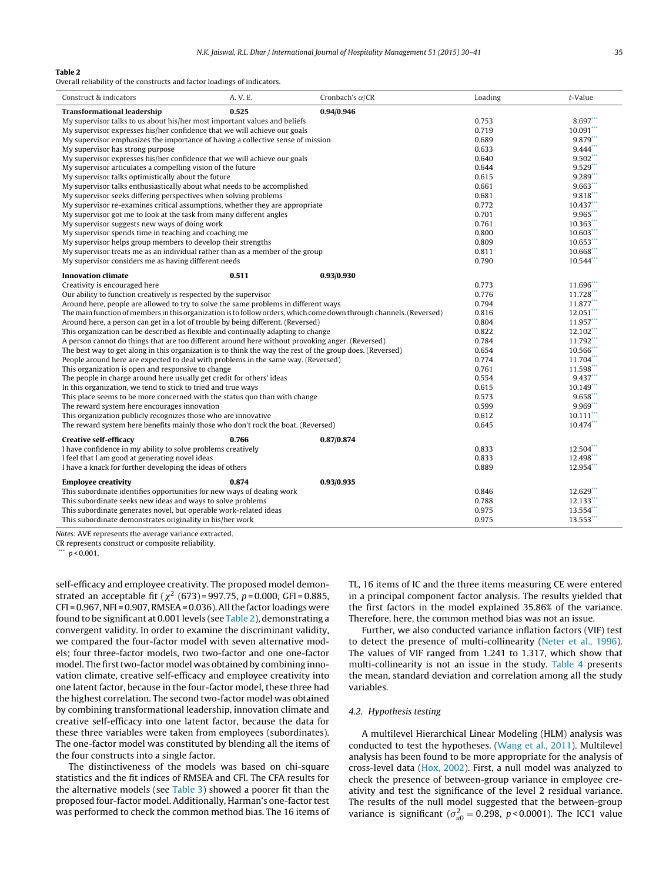**Table 2**
Overall reliability of the constructs and factor loadings of indicators.

| Construct & indicators | A. V. E. | Cronbach's α/CR | Loading | t-Value |
|---|---|---|---|---|
| **Transformational leadership** | **0.525** | **0.94/0.946** | | |
| My supervisor talks to us about his/her most important values and beliefs | | | 0.753 | 8.697*** |
| My supervisor expresses his/her confidence that we will achieve our goals | | | 0.719 | 10.091*** |
| My supervisor emphasizes the importance of having a collective sense of mission | | | 0.689 | 9.879*** |
| My supervisor has strong purpose | | | 0.633 | 9.444*** |
| My supervisor expresses his/her confidence that we will achieve our goals | | | 0.640 | 9.502*** |
| My supervisor articulates a compelling vision of the future | | | 0.644 | 9.529*** |
| My supervisor talks optimistically about the future | | | 0.615 | 9.289*** |
| My supervisor talks enthusiastically about what needs to be accomplished | | | 0.661 | 9.663*** |
| My supervisor seeks differing perspectives when solving problems | | | 0.681 | 9.818*** |
| My supervisor re-examines critical assumptions, whether they are appropriate | | | 0.772 | 10.437*** |
| My supervisor got me to look at the task from many different angles | | | 0.701 | 9.965*** |
| My supervisor suggests new ways of doing work | | | 0.761 | 10.363*** |
| My supervisor spends time in teaching and coaching me | | | 0.800 | 10.603*** |
| My supervisor helps group members to develop their strengths | | | 0.809 | 10.653*** |
| My supervisor treats me as an individual rather than as a member of the group | | | 0.811 | 10.668*** |
| My supervisor considers me as having different needs | | | 0.790 | 10.544*** |
| **Innovation climate** | **0.511** | **0.93/0.930** | | |
| Creativity is encouraged here | | | 0.773 | 11.696*** |
| Our ability to function creatively is respected by the supervisor | | | 0.776 | 11.728*** |
| Around here, people are allowed to try to solve the same problems in different ways | | | 0.794 | 11.877*** |
| The main function of members in this organization is to follow orders, which come down through channels. (Reversed) | | | 0.816 | 12.051*** |
| Around here, a person can get in a lot of trouble by being different. (Reversed) | | | 0.804 | 11.957*** |
| This organization can be described as flexible and continually adapting to change | | | 0.822 | 12.102*** |
| A person cannot do things that are too different around here without provoking anger. (Reversed) | | | 0.784 | 11.792*** |
| The best way to get along in this organization is to think the way the rest of the group does. (Reversed) | | | 0.654 | 10.566*** |
| People around here are expected to deal with problems in the same way. (Reversed) | | | 0.774 | 11.704*** |
| This organization is open and responsive to change | | | 0.761 | 11.598*** |
| The people in charge around here usually get credit for others' ideas | | | 0.554 | 9.437*** |
| In this organization, we tend to stick to tried and true ways | | | 0.615 | 10.149*** |
| This place seems to be more concerned with the status quo than with change | | | 0.573 | 9.658*** |
| The reward system here encourages innovation | | | 0.599 | 9.969*** |
| This organization publicly recognizes those who are innovative | | | 0.612 | 10.111*** |
| The reward system here benefits mainly those who don't rock the boat. (Reversed) | | | 0.645 | 10.474*** |
| **Creative self-efficacy** | **0.766** | **0.87/0.874** | | |
| I have confidence in my ability to solve problems creatively | | | 0.833 | 12.504*** |
| I feel that I am good at generating novel ideas | | | 0.833 | 12.498*** |
| I have a knack for further developing the ideas of others | | | 0.889 | 12.954*** |
| **Employee creativity** | **0.874** | **0.93/0.935** | | |
| This subordinate identifies opportunities for new ways of dealing work | | | 0.846 | 12.629*** |
| This subordinate seeks new ideas and ways to solve problems | | | 0.788 | 12.133*** |
| This subordinate generates novel, but operable work-related ideas | | | 0.975 | 13.554*** |
| This subordinate demonstrates originality in his/her work | | | 0.975 | 13.553*** |

*Notes:* AVE represents the average variance extracted.
CR represents construct or composite reliability.
*** $p < 0.001$.

self-efficacy and employee creativity. The proposed model demonstrated an acceptable fit ($\chi^2$ (673) = 997.75, $p$ = 0.000, GFI = 0.885, CFI = 0.967, NFI = 0.907, RMSEA = 0.036). All the factor loadings were found to be significant at 0.001 levels (see Table 2), demonstrating a convergent validity. In order to examine the discriminant validity, we compared the four-factor model with seven alternative models; four three-factor models, two two-factor and one one-factor model. The first two-factor model was obtained by combining innovation climate, creative self-efficacy and employee creativity into one latent factor, because in the four-factor model, these three had the highest correlation. The second two-factor model was obtained by combining transformational leadership, innovation climate and creative self-efficacy into one latent factor, because the data for these three variables were taken from employees (subordinates). The one-factor model was constituted by blending all the items of the four constructs into a single factor.

The distinctiveness of the models was based on chi-square statistics and the fit indices of RMSEA and CFI. The CFA results for the alternative models (see Table 3) showed a poorer fit than the proposed four-factor model. Additionally, Harman's one-factor test was performed to check the common method bias. The 16 items of TL, 16 items of IC and the three items measuring CE were entered in a principal component factor analysis. The results yielded that the first factors in the model explained 35.86% of the variance. Therefore, here, the common method bias was not an issue.

Further, we also conducted variance inflation factors (VIF) test to detect the presence of multi-collinearity (Neter et al., 1996). The values of VIF ranged from 1.241 to 1.317, which show that multi-collinearity is not an issue in the study. Table 4 presents the mean, standard deviation and correlation among all the study variables.

### 4.2. Hypothesis testing

A multilevel Hierarchical Linear Modeling (HLM) analysis was conducted to test the hypotheses. (Wang et al., 2011). Multilevel analysis has been found to be more appropriate for the analysis of cross-level data (Hox, 2002). First, a null model was analyzed to check the presence of between-group variance in employee creativity and test the significance of the level 2 residual variance. The results of the null model suggested that the between-group variance is significant ($\sigma^2_{u0} = 0.298$, $p < 0.0001$). The ICC1 value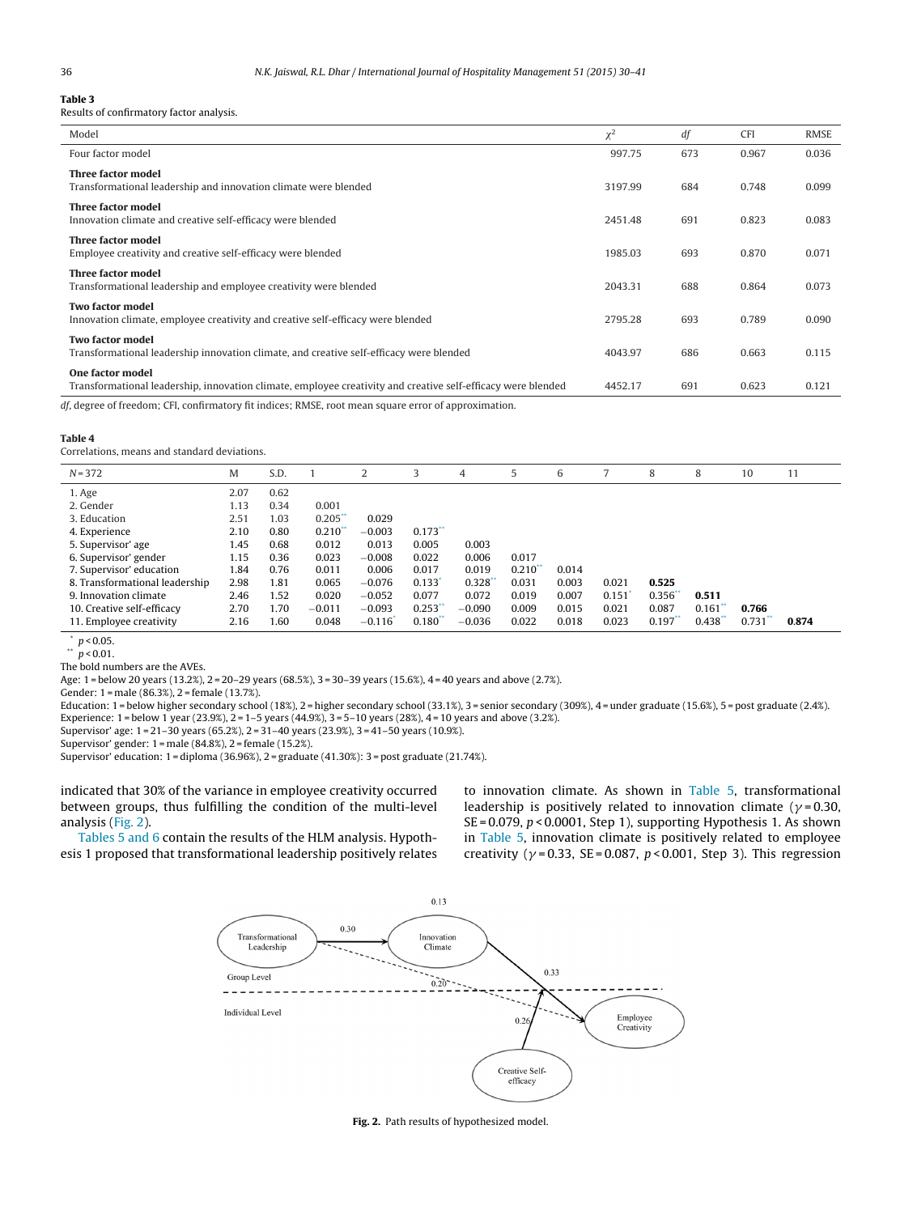**Table 3**
Results of confirmatory factor analysis.

| Model | $\chi^2$ | *df* | CFI | RMSE |
|---|---|---|---|---|
| Four factor model | 997.75 | 673 | 0.967 | 0.036 |
| **Three factor model** Transformational leadership and innovation climate were blended | 3197.99 | 684 | 0.748 | 0.099 |
| **Three factor model** Innovation climate and creative self-efficacy were blended | 2451.48 | 691 | 0.823 | 0.083 |
| **Three factor model** Employee creativity and creative self-efficacy were blended | 1985.03 | 693 | 0.870 | 0.071 |
| **Three factor model** Transformational leadership and employee creativity were blended | 2043.31 | 688 | 0.864 | 0.073 |
| **Two factor model** Innovation climate, employee creativity and creative self-efficacy were blended | 2795.28 | 693 | 0.789 | 0.090 |
| **Two factor model** Transformational leadership innovation climate, and creative self-efficacy were blended | 4043.97 | 686 | 0.663 | 0.115 |
| **One factor model** Transformational leadership, innovation climate, employee creativity and creative self-efficacy were blended | 4452.17 | 691 | 0.623 | 0.121 |

*df*, degree of freedom; CFI, confirmatory fit indices; RMSE, root mean square error of approximation.

**Table 4**
Correlations, means and standard deviations.

| N = 372 | M | S.D. | 1 | 2 | 3 | 4 | 5 | 6 | 7 | 8 | 8 | 10 | 11 |
|---|---|---|---|---|---|---|---|---|---|---|---|---|---|
| 1. Age | 2.07 | 0.62 | | | | | | | | | | | |
| 2. Gender | 1.13 | 0.34 | 0.001 | | | | | | | | | | |
| 3. Education | 2.51 | 1.03 | 0.205** | 0.029 | | | | | | | | | |
| 4. Experience | 2.10 | 0.80 | 0.210** | −0.003 | 0.173** | | | | | | | | |
| 5. Supervisor' age | 1.45 | 0.68 | 0.012 | 0.013 | 0.005 | 0.003 | | | | | | | |
| 6. Supervisor' gender | 1.15 | 0.36 | 0.023 | −0.008 | 0.022 | 0.006 | 0.017 | | | | | | |
| 7. Supervisor' education | 1.84 | 0.76 | 0.011 | 0.006 | 0.017 | 0.019 | 0.210** | 0.014 | | | | | |
| 8. Transformational leadership | 2.98 | 1.81 | 0.065 | −0.076 | 0.133* | 0.328** | 0.031 | 0.003 | 0.021 | **0.525** | | | |
| 9. Innovation climate | 2.46 | 1.52 | 0.020 | −0.052 | 0.077 | 0.072 | 0.019 | 0.007 | 0.151* | 0.356** | **0.511** | | |
| 10. Creative self-efficacy | 2.70 | 1.70 | −0.011 | −0.093 | 0.253** | −0.090 | 0.009 | 0.015 | 0.021 | 0.087 | 0.161** | **0.766** | |
| 11. Employee creativity | 2.16 | 1.60 | 0.048 | −0.116* | 0.180** | −0.036 | 0.022 | 0.018 | 0.023 | 0.197** | 0.438** | 0.731** | **0.874** |

* $p < 0.05$.
** $p < 0.01$.
The bold numbers are the AVEs.
Age: 1 = below 20 years (13.2%), 2 = 20–29 years (68.5%), 3 = 30–39 years (15.6%), 4 = 40 years and above (2.7%).
Gender: 1 = male (86.3%), 2 = female (13.7%).
Education: 1 = below higher secondary school (18%), 2 = higher secondary school (33.1%), 3 = senior secondary (309%), 4 = under graduate (15.6%), 5 = post graduate (2.4%).
Experience: 1 = below 1 year (23.9%), 2 = 1–5 years (44.9%), 3 = 5–10 years (28%), 4 = 10 years and above (3.2%).
Supervisor' age: 1 = 21–30 years (65.2%), 2 = 31–40 years (23.9%), 3 = 41–50 years (10.9%).
Supervisor' gender: 1 = male (84.8%), 2 = female (15.2%).
Supervisor' education: 1 = diploma (36.96%), 2 = graduate (41.30%): 3 = post graduate (21.74%).

indicated that 30% of the variance in employee creativity occurred between groups, thus fulfilling the condition of the multi-level analysis (Fig. 2).

Tables 5 and 6 contain the results of the HLM analysis. Hypothesis 1 proposed that transformational leadership positively relates to innovation climate. As shown in Table 5, transformational leadership is positively related to innovation climate ($\gamma = 0.30$, SE = 0.079, $p < 0.0001$, Step 1), supporting Hypothesis 1. As shown in Table 5, innovation climate is positively related to employee creativity ($\gamma = 0.33$, SE = 0.087, $p < 0.001$, Step 3). This regression

**Fig. 2.** Path results of hypothesized model.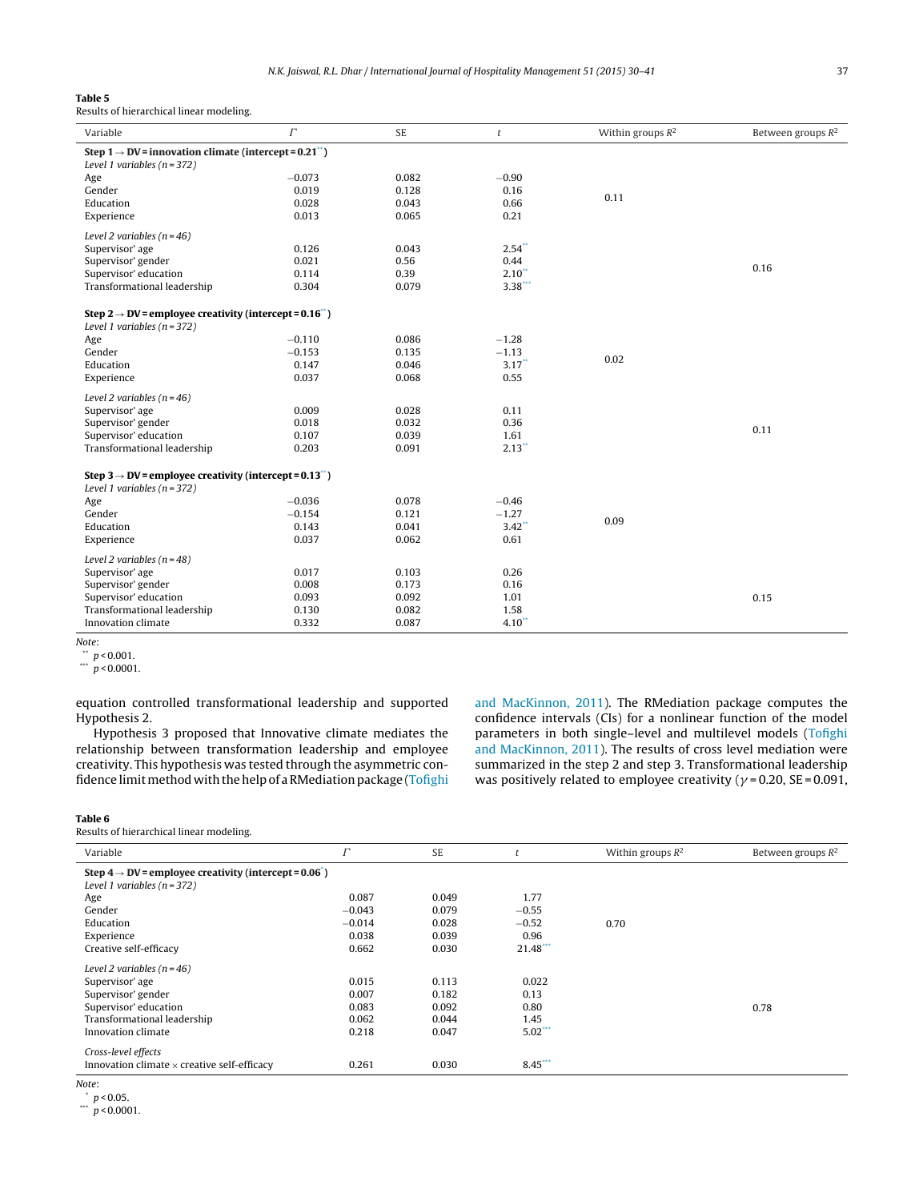**Table 5**
Results of hierarchical linear modeling.

| Variable | $\Gamma$ | SE | $t$ | Within groups $R^2$ | Between groups $R^2$ |
|---|---|---|---|---|---|
| **Step 1 → DV = innovation climate (intercept = 0.21**)** | | | | | |
| *Level 1 variables (n = 372)* | | | | | |
| Age | −0.073 | 0.082 | −0.90 | | |
| Gender | 0.019 | 0.128 | 0.16 | 0.11 | |
| Education | 0.028 | 0.043 | 0.66 | | |
| Experience | 0.013 | 0.065 | 0.21 | | |
| *Level 2 variables (n = 46)* | | | | | |
| Supervisor' age | 0.126 | 0.043 | 2.54** | | |
| Supervisor' gender | 0.021 | 0.56 | 0.44 | | 0.16 |
| Supervisor' education | 0.114 | 0.39 | 2.10** | | |
| Transformational leadership | 0.304 | 0.079 | 3.38*** | | |
| **Step 2 → DV = employee creativity (intercept = 0.16**)** | | | | | |
| *Level 1 variables (n = 372)* | | | | | |
| Age | −0.110 | 0.086 | −1.28 | | |
| Gender | −0.153 | 0.135 | −1.13 | 0.02 | |
| Education | 0.147 | 0.046 | 3.17** | | |
| Experience | 0.037 | 0.068 | 0.55 | | |
| *Level 2 variables (n = 46)* | | | | | |
| Supervisor' age | 0.009 | 0.028 | 0.11 | | |
| Supervisor' gender | 0.018 | 0.032 | 0.36 | | 0.11 |
| Supervisor' education | 0.107 | 0.039 | 1.61 | | |
| Transformational leadership | 0.203 | 0.091 | 2.13** | | |
| **Step 3 → DV = employee creativity (intercept = 0.13**)** | | | | | |
| *Level 1 variables (n = 372)* | | | | | |
| Age | −0.036 | 0.078 | −0.46 | | |
| Gender | −0.154 | 0.121 | −1.27 | 0.09 | |
| Education | 0.143 | 0.041 | 3.42** | | |
| Experience | 0.037 | 0.062 | 0.61 | | |
| *Level 2 variables (n = 48)* | | | | | |
| Supervisor' age | 0.017 | 0.103 | 0.26 | | |
| Supervisor' gender | 0.008 | 0.173 | 0.16 | | |
| Supervisor' education | 0.093 | 0.092 | 1.01 | | 0.15 |
| Transformational leadership | 0.130 | 0.082 | 1.58 | | |
| Innovation climate | 0.332 | 0.087 | 4.10** | | |

*Note*:
** $p < 0.001$.
*** $p < 0.0001$.

equation controlled transformational leadership and supported Hypothesis 2.

Hypothesis 3 proposed that Innovative climate mediates the relationship between transformation leadership and employee creativity. This hypothesis was tested through the asymmetric confidence limit method with the help of a RMediation package (Tofighi and MacKinnon, 2011). The RMediation package computes the confidence intervals (CIs) for a nonlinear function of the model parameters in both single–level and multilevel models (Tofighi and MacKinnon, 2011). The results of cross level mediation were summarized in the step 2 and step 3. Transformational leadership was positively related to employee creativity ($\gamma = 0.20$, SE = 0.091,

**Table 6**
Results of hierarchical linear modeling.

| Variable | $\Gamma$ | SE | $t$ | Within groups $R^2$ | Between groups $R^2$ |
|---|---|---|---|---|---|
| **Step 4 → DV = employee creativity (intercept = 0.06*)** | | | | | |
| *Level 1 variables (n = 372)* | | | | | |
| Age | 0.087 | 0.049 | 1.77 | | |
| Gender | −0.043 | 0.079 | −0.55 | | |
| Education | −0.014 | 0.028 | −0.52 | 0.70 | |
| Experience | 0.038 | 0.039 | 0.96 | | |
| Creative self-efficacy | 0.662 | 0.030 | 21.48*** | | |
| *Level 2 variables (n = 46)* | | | | | |
| Supervisor' age | 0.015 | 0.113 | 0.022 | | |
| Supervisor' gender | 0.007 | 0.182 | 0.13 | | |
| Supervisor' education | 0.083 | 0.092 | 0.80 | | 0.78 |
| Transformational leadership | 0.062 | 0.044 | 1.45 | | |
| Innovation climate | 0.218 | 0.047 | 5.02*** | | |
| *Cross-level effects* | | | | | |
| Innovation climate × creative self-efficacy | 0.261 | 0.030 | 8.45*** | | |

*Note*:
* $p < 0.05$.
*** $p < 0.0001$.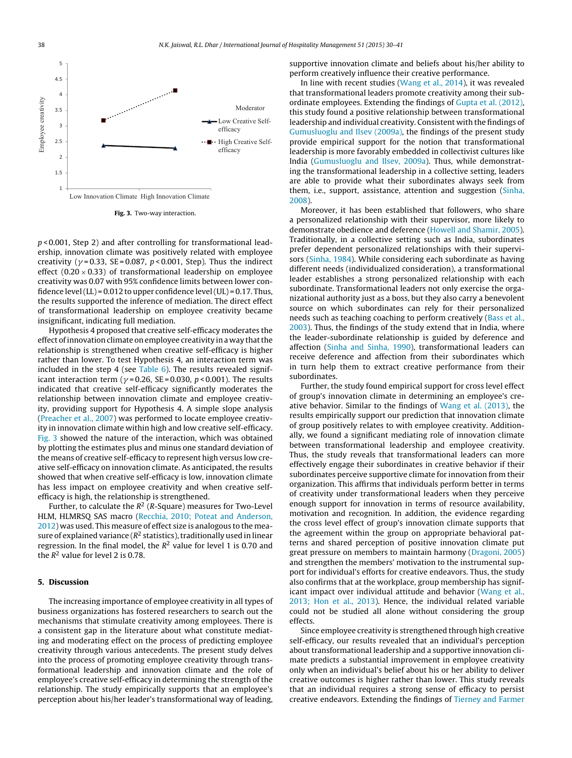5
4.5
4
3.5
3
2.5
2
1.5
1

Employee creativity

Low Innovation Climate High Innovation Climate

Moderator

Low Creative Self-efficacy

High Creative Self-efficacy

**Fig. 3.** Two-way interaction.

$p < 0.001$, Step 2) and after controlling for transformational leadership, innovation climate was positively related with employee creativity ($\gamma = 0.33$, SE = 0.087, $p < 0.001$, Step). Thus the indirect effect ($0.20 \times 0.33$) of transformational leadership on employee creativity was 0.07 with 95% confidence limits between lower confidence level (LL) = 0.012 to upper confidence level (UL) = 0.17. Thus, the results supported the inference of mediation. The direct effect of transformational leadership on employee creativity became insignificant, indicating full mediation.

Hypothesis 4 proposed that creative self-efficacy moderates the effect of innovation climate on employee creativity in a way that the relationship is strengthened when creative self-efficacy is higher rather than lower. To test Hypothesis 4, an interaction term was included in the step 4 (see Table 6). The results revealed significant interaction term ($\gamma = 0.26$, SE = 0.030, $p < 0.001$). The results indicated that creative self-efficacy significantly moderates the relationship between innovation climate and employee creativity, providing support for Hypothesis 4. A simple slope analysis (Preacher et al., 2007) was performed to locate employee creativity in innovation climate within high and low creative self-efficacy. Fig. 3 showed the nature of the interaction, which was obtained by plotting the estimates plus and minus one standard deviation of the means of creative self-efficacy to represent high versus low creative self-efficacy on innovation climate. As anticipated, the results showed that when creative self-efficacy is low, innovation climate has less impact on employee creativity and when creative self-efficacy is high, the relationship is strengthened.

Further, to calculate the $R^2$ ($R$-Square) measures for Two-Level HLM, HLMRSQ SAS macro (Recchia, 2010; Poteat and Anderson, 2012) was used. This measure of effect size is analogous to the measure of explained variance ($R^2$ statistics), traditionally used in linear regression. In the final model, the $R^2$ value for level 1 is 0.70 and the $R^2$ value for level 2 is 0.78.

## 5. Discussion

The increasing importance of employee creativity in all types of business organizations has fostered researchers to search out the mechanisms that stimulate creativity among employees. There is a consistent gap in the literature about what constitute mediating and moderating effect on the process of predicting employee creativity through various antecedents. The present study delves into the process of promoting employee creativity through transformational leadership and innovation climate and the role of employee's creative self-efficacy in determining the strength of the relationship. The study empirically supports that an employee's perception about his/her leader's transformational way of leading, supportive innovation climate and beliefs about his/her ability to perform creatively influence their creative performance.

In line with recent studies (Wang et al., 2014), it was revealed that transformational leaders promote creativity among their subordinate employees. Extending the findings of Gupta et al. (2012), this study found a positive relationship between transformational leadership and individual creativity. Consistent with the findings of Gumusluoglu and Ilsev (2009a), the findings of the present study provide empirical support for the notion that transformational leadership is more favorably embedded in collectivist cultures like India (Gumusluoglu and Ilsev, 2009a). Thus, while demonstrating the transformational leadership in a collective setting, leaders are able to provide what their subordinates always seek from them, i.e., support, assistance, attention and suggestion (Sinha, 2008).

Moreover, it has been established that followers, who share a personalized relationship with their supervisor, more likely to demonstrate obedience and deference (Howell and Shamir, 2005). Traditionally, in a collective setting such as India, subordinates prefer dependent personalized relationships with their supervisors (Sinha, 1984). While considering each subordinate as having different needs (individualized consideration), a transformational leader establishes a strong personalized relationship with each subordinate. Transformational leaders not only exercise the organizational authority just as a boss, but they also carry a benevolent source on which subordinates can rely for their personalized needs such as teaching coaching to perform creatively (Bass et al., 2003). Thus, the findings of the study extend that in India, where the leader-subordinate relationship is guided by deference and affection (Sinha and Sinha, 1990), transformational leaders can receive deference and affection from their subordinates which in turn help them to extract creative performance from their subordinates.

Further, the study found empirical support for cross level effect of group's innovation climate in determining an employee's creative behavior. Similar to the findings of Wang et al. (2013), the results empirically support our prediction that innovation climate of group positively relates to with employee creativity. Additionally, we found a significant mediating role of innovation climate between transformational leadership and employee creativity. Thus, the study reveals that transformational leaders can more effectively engage their subordinates in creative behavior if their subordinates perceive supportive climate for innovation from their organization. This affirms that individuals perform better in terms of creativity under transformational leaders when they perceive enough support for innovation in terms of resource availability, motivation and recognition. In addition, the evidence regarding the cross level effect of group's innovation climate supports that the agreement within the group on appropriate behavioral patterns and shared perception of positive innovation climate put great pressure on members to maintain harmony (Dragoni, 2005) and strengthen the members' motivation to the instrumental support for individual's efforts for creative endeavors. Thus, the study also confirms that at the workplace, group membership has significant impact over individual attitude and behavior (Wang et al., 2013; Hon et al., 2013). Hence, the individual related variable could not be studied all alone without considering the group effects.

Since employee creativity is strengthened through high creative self-efficacy, our results revealed that an individual's perception about transformational leadership and a supportive innovation climate predicts a substantial improvement in employee creativity only when an individual's belief about his or her ability to deliver creative outcomes is higher rather than lower. This study reveals that an individual requires a strong sense of efficacy to persist creative endeavors. Extending the findings of Tierney and Farmer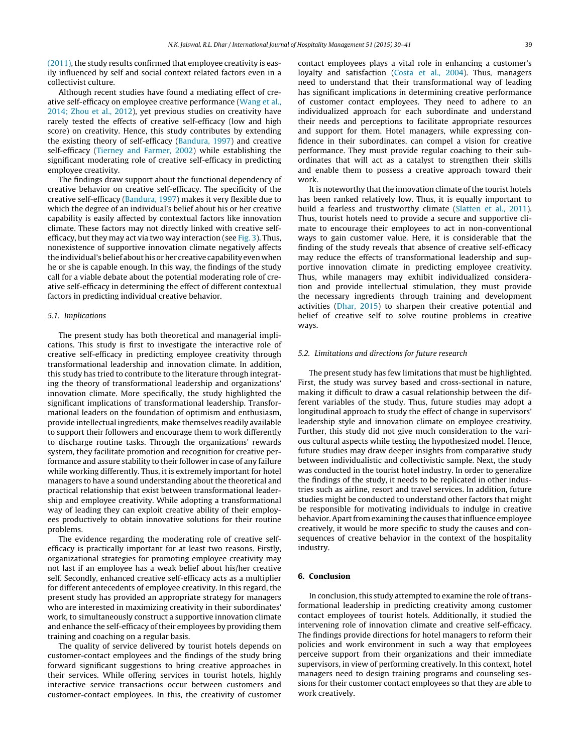(2011), the study results confirmed that employee creativity is easily influenced by self and social context related factors even in a collectivist culture.

Although recent studies have found a mediating effect of creative self-efficacy on employee creative performance (Wang et al., 2014; Zhou et al., 2012), yet previous studies on creativity have rarely tested the effects of creative self-efficacy (low and high score) on creativity. Hence, this study contributes by extending the existing theory of self-efficacy (Bandura, 1997) and creative self-efficacy (Tierney and Farmer, 2002) while establishing the significant moderating role of creative self-efficacy in predicting employee creativity.

The findings draw support about the functional dependency of creative behavior on creative self-efficacy. The specificity of the creative self-efficacy (Bandura, 1997) makes it very flexible due to which the degree of an individual's belief about his or her creative capability is easily affected by contextual factors like innovation climate. These factors may not directly linked with creative self-efficacy, but they may act via two way interaction (see Fig. 3). Thus, nonexistence of supportive innovation climate negatively affects the individual's belief about his or her creative capability even when he or she is capable enough. In this way, the findings of the study call for a viable debate about the potential moderating role of creative self-efficacy in determining the effect of different contextual factors in predicting individual creative behavior.

### 5.1. Implications

The present study has both theoretical and managerial implications. This study is first to investigate the interactive role of creative self-efficacy in predicting employee creativity through transformational leadership and innovation climate. In addition, this study has tried to contribute to the literature through integrating the theory of transformational leadership and organizations' innovation climate. More specifically, the study highlighted the significant implications of transformational leadership. Transformational leaders on the foundation of optimism and enthusiasm, provide intellectual ingredients, make themselves readily available to support their followers and encourage them to work differently to discharge routine tasks. Through the organizations' rewards system, they facilitate promotion and recognition for creative performance and assure stability to their follower in case of any failure while working differently. Thus, it is extremely important for hotel managers to have a sound understanding about the theoretical and practical relationship that exist between transformational leadership and employee creativity. While adopting a transformational way of leading they can exploit creative ability of their employees productively to obtain innovative solutions for their routine problems.

The evidence regarding the moderating role of creative self-efficacy is practically important for at least two reasons. Firstly, organizational strategies for promoting employee creativity may not last if an employee has a weak belief about his/her creative self. Secondly, enhanced creative self-efficacy acts as a multiplier for different antecedents of employee creativity. In this regard, the present study has provided an appropriate strategy for managers who are interested in maximizing creativity in their subordinates' work, to simultaneously construct a supportive innovation climate and enhance the self-efficacy of their employees by providing them training and coaching on a regular basis.

The quality of service delivered by tourist hotels depends on customer-contact employees and the findings of the study bring forward significant suggestions to bring creative approaches in their services. While offering services in tourist hotels, highly interactive service transactions occur between customers and customer-contact employees. In this, the creativity of customer contact employees plays a vital role in enhancing a customer's loyalty and satisfaction (Costa et al., 2004). Thus, managers need to understand that their transformational way of leading has significant implications in determining creative performance of customer contact employees. They need to adhere to an individualized approach for each subordinate and understand their needs and perceptions to facilitate appropriate resources and support for them. Hotel managers, while expressing confidence in their subordinates, can compel a vision for creative performance. They must provide regular coaching to their subordinates that will act as a catalyst to strengthen their skills and enable them to possess a creative approach toward their work.

It is noteworthy that the innovation climate of the tourist hotels has been ranked relatively low. Thus, it is equally important to build a fearless and trustworthy climate (Slatten et al., 2011). Thus, tourist hotels need to provide a secure and supportive climate to encourage their employees to act in non-conventional ways to gain customer value. Here, it is considerable that the finding of the study reveals that absence of creative self-efficacy may reduce the effects of transformational leadership and supportive innovation climate in predicting employee creativity. Thus, while managers may exhibit individualized consideration and provide intellectual stimulation, they must provide the necessary ingredients through training and development activities (Dhar, 2015) to sharpen their creative potential and belief of creative self to solve routine problems in creative ways.

### 5.2. Limitations and directions for future research

The present study has few limitations that must be highlighted. First, the study was survey based and cross-sectional in nature, making it difficult to draw a casual relationship between the different variables of the study. Thus, future studies may adopt a longitudinal approach to study the effect of change in supervisors' leadership style and innovation climate on employee creativity. Further, this study did not give much consideration to the various cultural aspects while testing the hypothesized model. Hence, future studies may draw deeper insights from comparative study between individualistic and collectivistic sample. Next, the study was conducted in the tourist hotel industry. In order to generalize the findings of the study, it needs to be replicated in other industries such as airline, resort and travel services. In addition, future studies might be conducted to understand other factors that might be responsible for motivating individuals to indulge in creative behavior. Apart from examining the causes that influence employee creatively, it would be more specific to study the causes and consequences of creative behavior in the context of the hospitality industry.

## 6. Conclusion

In conclusion, this study attempted to examine the role of transformational leadership in predicting creativity among customer contact employees of tourist hotels. Additionally, it studied the intervening role of innovation climate and creative self-efficacy. The findings provide directions for hotel managers to reform their policies and work environment in such a way that employees perceive support from their organizations and their immediate supervisors, in view of performing creatively. In this context, hotel managers need to design training programs and counseling sessions for their customer contact employees so that they are able to work creatively.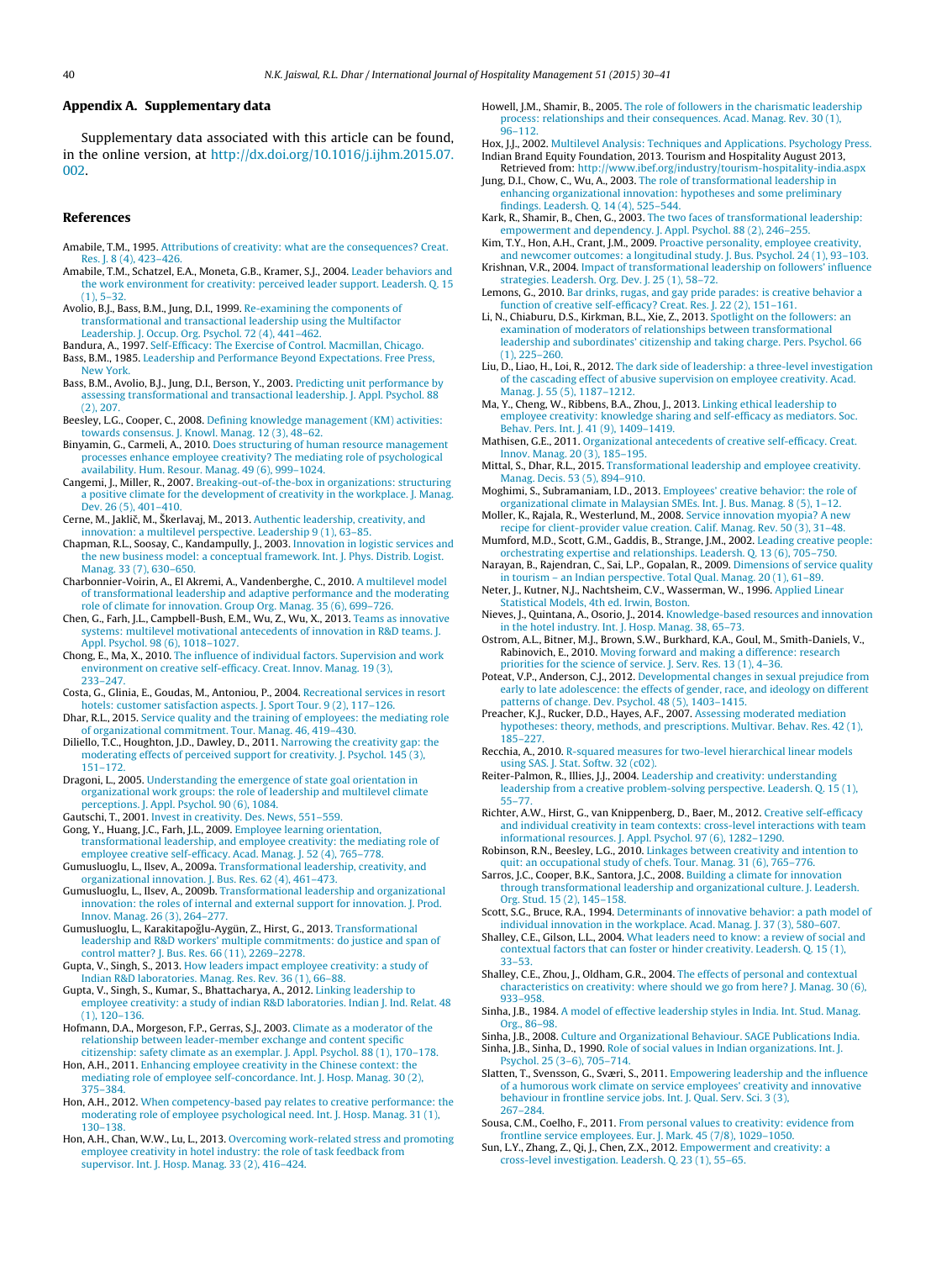## Appendix A. Supplementary data

Supplementary data associated with this article can be found, in the online version, at http://dx.doi.org/10.1016/j.ijhm.2015.07.002.

## References

Amabile, T.M., 1995. Attributions of creativity: what are the consequences? Creat. Res. J. 8 (4), 423–426.

Amabile, T.M., Schatzel, E.A., Moneta, G.B., Kramer, S.J., 2004. Leader behaviors and the work environment for creativity: perceived leader support. Leadersh. Q. 15 (1), 5–32.

Avolio, B.J., Bass, B.M., Jung, D.I., 1999. Re-examining the components of transformational and transactional leadership using the Multifactor Leadership. J. Occup. Org. Psychol. 72 (4), 441–462.

Bandura, A., 1997. Self-Efficacy: The Exercise of Control. Macmillan, Chicago.

Bass, B.M., 1985. Leadership and Performance Beyond Expectations. Free Press, New York.

Bass, B.M., Avolio, B.J., Jung, D.I., Berson, Y., 2003. Predicting unit performance by assessing transformational and transactional leadership. J. Appl. Psychol. 88 (2), 207.

Beesley, L.G., Cooper, C., 2008. Defining knowledge management (KM) activities: towards consensus. J. Knowl. Manag. 12 (3), 48–62.

Binyamin, G., Carmeli, A., 2010. Does structuring of human resource management processes enhance employee creativity? The mediating role of psychological availability. Hum. Resour. Manag. 49 (6), 999–1024.

Cangemi, J., Miller, R., 2007. Breaking-out-of-the-box in organizations: structuring a positive climate for the development of creativity in the workplace. J. Manag. Dev. 26 (5), 401–410.

Cerne, M., Jaklič, M., Škerlavaj, M., 2013. Authentic leadership, creativity, and innovation: a multilevel perspective. Leadership 9 (1), 63–85.

Chapman, R.L., Soosay, C., Kandampully, J., 2003. Innovation in logistic services and the new business model: a conceptual framework. Int. J. Phys. Distrib. Logist. Manag. 33 (7), 630–650.

Charbonnier-Voirin, A., El Akremi, A., Vandenberghe, C., 2010. A multilevel model of transformational leadership and adaptive performance and the moderating role of climate for innovation. Group Org. Manag. 35 (6), 699–726.

Chen, G., Farh, J.L., Campbell-Bush, E.M., Wu, Z., Wu, X., 2013. Teams as innovative systems: multilevel motivational antecedents of innovation in R&D teams. J. Appl. Psychol. 98 (6), 1018–1027.

Chong, E., Ma, X., 2010. The influence of individual factors. Supervision and work environment on creative self-efficacy. Creat. Innov. Manag. 19 (3), 233–247.

Costa, G., Glinia, E., Goudas, M., Antoniou, P., 2004. Recreational services in resort hotels: customer satisfaction aspects. J. Sport Tour. 9 (2), 117–126.

Dhar, R.L., 2015. Service quality and the training of employees: the mediating role of organizational commitment. Tour. Manag. 46, 419–430.

Diliello, T.C., Houghton, J.D., Dawley, D., 2011. Narrowing the creativity gap: the moderating effects of perceived support for creativity. J. Psychol. 145 (3), 151–172.

Dragoni, L., 2005. Understanding the emergence of state goal orientation in organizational work groups: the role of leadership and multilevel climate perceptions. J. Appl. Psychol. 90 (6), 1084.

Gautschi, T., 2001. Invest in creativity. Des. News, 551–559.

Gong, Y., Huang, J.C., Farh, J.L., 2009. Employee learning orientation, transformational leadership, and employee creativity: the mediating role of employee creative self-efficacy. Acad. Manag. J. 52 (4), 765–778.

Gumusluoglu, L., Ilsev, A., 2009a. Transformational leadership, creativity, and organizational innovation. J. Bus. Res. 62 (4), 461–473.

Gumusluoglu, L., Ilsev, A., 2009b. Transformational leadership and organizational innovation: the roles of internal and external support for innovation. J. Prod. Innov. Manag. 26 (3), 264–277.

Gumusluoglu, L., Karakitapoğlu-Aygün, Z., Hirst, G., 2013. Transformational leadership and R&D workers' multiple commitments: do justice and span of control matter? J. Bus. Res. 66 (11), 2269–2278.

Gupta, V., Singh, S., 2013. How leaders impact employee creativity: a study of Indian R&D laboratories. Manag. Res. Rev. 36 (1), 66–88.

Gupta, V., Singh, S., Kumar, S., Bhattacharya, A., 2012. Linking leadership to employee creativity: a study of Indian R&D laboratories. Indian J. Ind. Relat. 48 (1), 120–136.

Hofmann, D.A., Morgeson, F.P., Gerras, S.J., 2003. Climate as a moderator of the relationship between leader-member exchange and content specific citizenship: safety climate as an exemplar. J. Appl. Psychol. 88 (1), 170–178.

Hon, A.H., 2011. Enhancing employee creativity in the Chinese context: the mediating role of employee self-concordance. Int. J. Hosp. Manag. 30 (2), 375–384.

Hon, A.H., 2012. When competency-based pay relates to creative performance: the moderating role of employee psychological need. Int. J. Hosp. Manag. 31 (1), 130–138.

Hon, A.H., Chan, W.W., Lu, L., 2013. Overcoming work-related stress and promoting employee creativity in hotel industry: the role of task feedback from supervisor. Int. J. Hosp. Manag. 33 (2), 416–424.

Howell, J.M., Shamir, B., 2005. The role of followers in the charismatic leadership process: relationships and their consequences. Acad. Manag. Rev. 30 (1), 96–112.

Hox, J.J., 2002. Multilevel Analysis: Techniques and Applications. Psychology Press.

Indian Brand Equity Foundation, 2013. Tourism and Hospitality August 2013, Retrieved from: http://www.ibef.org/industry/tourism-hospitality-india.aspx

Jung, D.I., Chow, C., Wu, A., 2003. The role of transformational leadership in enhancing organizational innovation: hypotheses and some preliminary findings. Leadersh. Q. 14 (4), 525–544.

Kark, R., Shamir, B., Chen, G., 2003. The two faces of transformational leadership: empowerment and dependency. J. Appl. Psychol. 88 (2), 246–255.

Kim, T.Y., Hon, A.H., Crant, J.M., 2009. Proactive personality, employee creativity, and newcomer outcomes: a longitudinal study. J. Bus. Psychol. 24 (1), 93–103.

Krishnan, V.R., 2004. Impact of transformational leadership on followers' influence strategies. Leadersh. Org. Dev. J. 25 (1), 58–72.

Lemons, G., 2010. Bar drinks, rugas, and gay pride parades: is creative behavior a function of creative self-efficacy? Creat. Res. J. 22 (2), 151–161.

Li, N., Chiaburu, D.S., Kirkman, B.L., Xie, Z., 2013. Spotlight on the followers: an examination of moderators of relationships between transformational leadership and subordinates' citizenship and taking charge. Pers. Psychol. 66 (1), 225–260.

Liu, D., Liao, H., Loi, R., 2012. The dark side of leadership: a three-level investigation of the cascading effect of abusive supervision on employee creativity. Acad. Manag. J. 55 (5), 1187–1212.

Ma, Y., Cheng, W., Ribbens, B.A., Zhou, J., 2013. Linking ethical leadership to employee creativity: knowledge sharing and self-efficacy as mediators. Soc. Behav. Pers. Int. J. 41 (9), 1409–1419.

Mathisen, G.E., 2011. Organizational antecedents of creative self-efficacy. Creat. Innov. Manag. 20 (3), 185–195.

Mittal, S., Dhar, R.L., 2015. Transformational leadership and employee creativity. Manag. Decis. 53 (5), 894–910.

Moghimi, S., Subramaniam, I.D., 2013. Employees' creative behavior: the role of organizational climate in Malaysian SMEs. Int. J. Bus. Manag. 8 (5), 1–12.

Moller, K., Rajala, R., Westerlund, M., 2008. Service innovation myopia? A new recipe for client-provider value creation. Calif. Manag. Rev. 50 (3), 31–48.

Mumford, M.D., Scott, G.M., Gaddis, B., Strange, J.M., 2002. Leading creative people: orchestrating expertise and relationships. Leadersh. Q. 13 (6), 705–750.

Narayan, B., Rajendran, C., Sai, L.P., Gopalan, R., 2009. Dimensions of service quality in tourism – an Indian perspective. Total Qual. Manag. 20 (1), 61–89.

Neter, J., Kutner, N.J., Nachtsheim, C.V., Wasserman, W., 1996. Applied Linear Statistical Models, 4th ed. Irwin, Boston.

Nieves, J., Quintana, A., Osorio, J., 2014. Knowledge-based resources and innovation in the hotel industry. Int. J. Hosp. Manag. 38, 65–73.

Ostrom, A.L., Bitner, M.J., Brown, S.W., Burkhard, K.A., Goul, M., Smith-Daniels, V., Rabinovich, E., 2010. Moving forward and making a difference: research priorities for the science of service. J. Serv. Res. 13 (1), 4–36.

Poteat, V.P., Anderson, C.J., 2012. Developmental changes in sexual prejudice from early to late adolescence: the effects of gender, race, and ideology on different patterns of change. Dev. Psychol. 48 (5), 1403–1415.

Preacher, K.J., Rucker, D.D., Hayes, A.F., 2007. Assessing moderated mediation hypotheses: theory, methods, and prescriptions. Multivar. Behav. Res. 42 (1), 185–227.

Recchia, A., 2010. R-squared measures for two-level hierarchical linear models using SAS. J. Stat. Softw. 32 (c02).

Reiter-Palmon, R., Illies, J.J., 2004. Leadership and creativity: understanding leadership from a creative problem-solving perspective. Leadersh. Q. 15 (1), 55–77.

Richter, A.W., Hirst, G., van Knippenberg, D., Baer, M., 2012. Creative self-efficacy and individual creativity in team contexts: cross-level interactions with team informational resources. J. Appl. Psychol. 97 (6), 1282–1290.

Robinson, R.N., Beesley, L.G., 2010. Linkages between creativity and intention to quit: an occupational study of chefs. Tour. Manag. 31 (6), 765–776.

Sarros, J.C., Cooper, B.K., Santora, J.C., 2008. Building a climate for innovation through transformational leadership and organizational culture. J. Leadersh. Org. Stud. 15 (2), 145–158.

Scott, S.G., Bruce, R.A., 1994. Determinants of innovative behavior: a path model of individual innovation in the workplace. Acad. Manag. J. 37 (3), 580–607.

Shalley, C.E., Gilson, L.L., 2004. What leaders need to know: a review of social and contextual factors that can foster or hinder creativity. Leadersh. Q. 15 (1), 33–53.

Shalley, C.E., Zhou, J., Oldham, G.R., 2004. The effects of personal and contextual characteristics on creativity: where should we go from here? J. Manag. 30 (6), 933–958.

Sinha, J.B., 1984. A model of effective leadership styles in India. Int. Stud. Manag. Org., 86–98.

Sinha, J.B., 2008. Culture and Organizational Behaviour. SAGE Publications India.

Sinha, J.B., Sinha, D., 1990. Role of social values in Indian organizations. Int. J. Psychol. 25 (3–6), 705–714.

Slatten, T., Svensson, G., Sværi, S., 2011. Empowering leadership and the influence of a humorous work climate on service employees' creativity and innovative behaviour in frontline service jobs. Int. J. Qual. Serv. Sci. 3 (3), 267–284.

Sousa, C.M., Coelho, F., 2011. From personal values to creativity: evidence from frontline service employees. Eur. J. Mark. 45 (7/8), 1029–1050.

Sun, L.Y., Zhang, Z., Qi, J., Chen, Z.X., 2012. Empowerment and creativity: a cross-level investigation. Leadersh. Q. 23 (1), 55–65.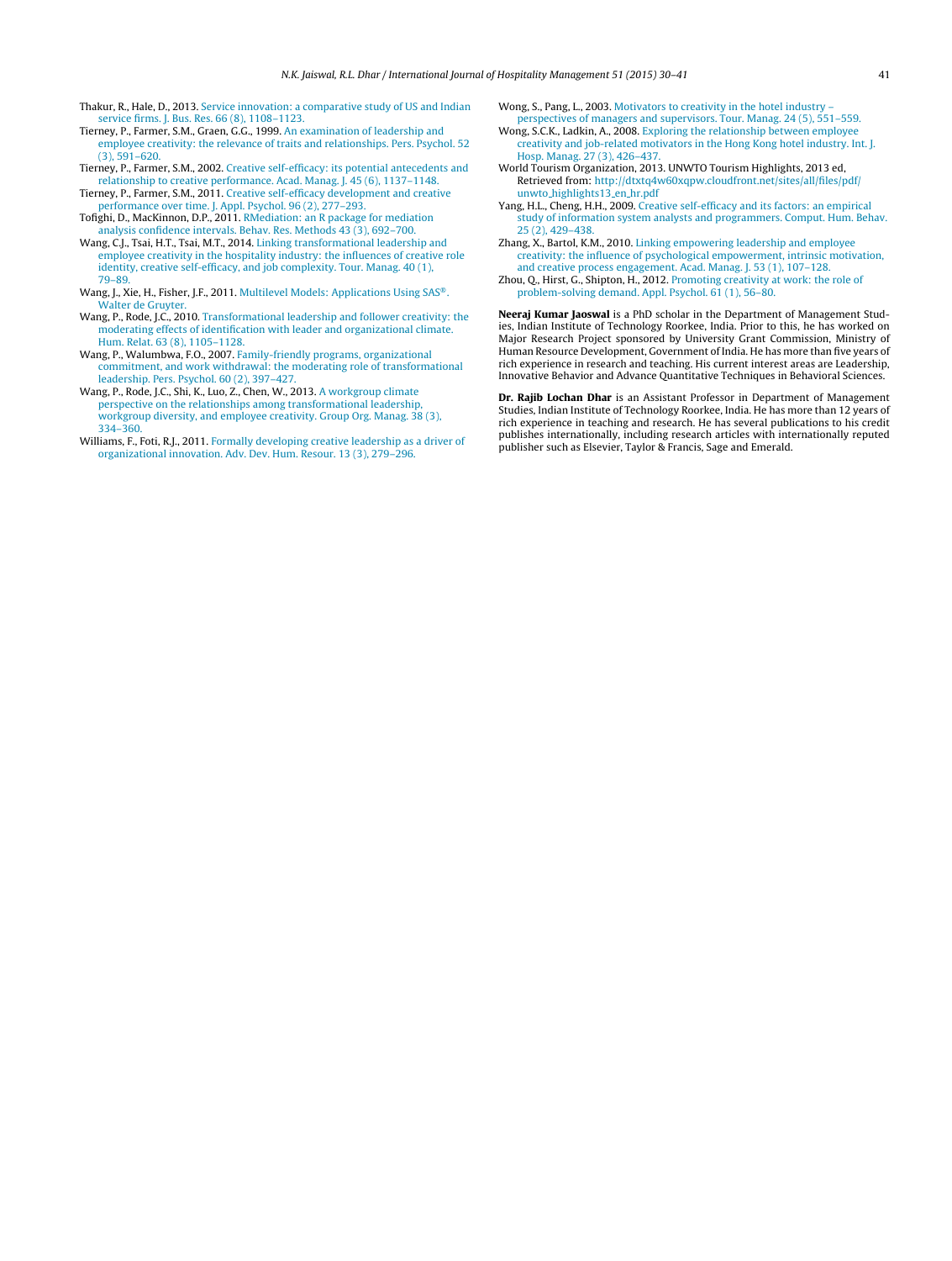Thakur, R., Hale, D., 2013. Service innovation: a comparative study of US and Indian service firms. J. Bus. Res. 66 (8), 1108–1123.

Tierney, P., Farmer, S.M., Graen, G.G., 1999. An examination of leadership and employee creativity: the relevance of traits and relationships. Pers. Psychol. 52 (3), 591–620.

Tierney, P., Farmer, S.M., 2002. Creative self-efficacy: its potential antecedents and relationship to creative performance. Acad. Manag. J. 45 (6), 1137–1148.

Tierney, P., Farmer, S.M., 2011. Creative self-efficacy development and creative performance over time. J. Appl. Psychol. 96 (2), 277–293.

Tofighi, D., MacKinnon, D.P., 2011. RMediation: an R package for mediation analysis confidence intervals. Behav. Res. Methods 43 (3), 692–700.

Wang, C.J., Tsai, H.T., Tsai, M.T., 2014. Linking transformational leadership and employee creativity in the hospitality industry: the influences of creative role identity, creative self-efficacy, and job complexity. Tour. Manag. 40 (1), 79–89.

Wang, J., Xie, H., Fisher, J.F., 2011. Multilevel Models: Applications Using SAS®. Walter de Gruyter.

Wang, P., Rode, J.C., 2010. Transformational leadership and follower creativity: the moderating effects of identification with leader and organizational climate. Hum. Relat. 63 (8), 1105–1128.

Wang, P., Walumbwa, F.O., 2007. Family-friendly programs, organizational commitment, and work withdrawal: the moderating role of transformational leadership. Pers. Psychol. 60 (2), 397–427.

Wang, P., Rode, J.C., Shi, K., Luo, Z., Chen, W., 2013. A workgroup climate perspective on the relationships among transformational leadership, workgroup diversity, and employee creativity. Group Org. Manag. 38 (3), 334–360.

Williams, F., Foti, R.J., 2011. Formally developing creative leadership as a driver of organizational innovation. Adv. Dev. Hum. Resour. 13 (3), 279–296.

Wong, S., Pang, L., 2003. Motivators to creativity in the hotel industry – perspectives of managers and supervisors. Tour. Manag. 24 (5), 551–559.

Wong, S.C.K., Ladkin, A., 2008. Exploring the relationship between employee creativity and job-related motivators in the Hong Kong hotel industry. Int. J. Hosp. Manag. 27 (3), 426–437.

World Tourism Organization, 2013. UNWTO Tourism Highlights, 2013 ed, Retrieved from: http://dtxtq4w60xqpw.cloudfront.net/sites/all/files/pdf/unwto_highlights13_en_hr.pdf

Yang, H.L., Cheng, H.H., 2009. Creative self-efficacy and its factors: an empirical study of information system analysts and programmers. Comput. Hum. Behav. 25 (2), 429–438.

Zhang, X., Bartol, K.M., 2010. Linking empowering leadership and employee creativity: the influence of psychological empowerment, intrinsic motivation, and creative process engagement. Acad. Manag. J. 53 (1), 107–128.

Zhou, Q., Hirst, G., Shipton, H., 2012. Promoting creativity at work: the role of problem-solving demand. Appl. Psychol. 61 (1), 56–80.

**Neeraj Kumar Jaoswal** is a PhD scholar in the Department of Management Studies, Indian Institute of Technology Roorkee, India. Prior to this, he has worked on Major Research Project sponsored by University Grant Commission, Ministry of Human Resource Development, Government of India. He has more than five years of rich experience in research and teaching. His current interest areas are Leadership, Innovative Behavior and Advance Quantitative Techniques in Behavioral Sciences.

**Dr. Rajib Lochan Dhar** is an Assistant Professor in Department of Management Studies, Indian Institute of Technology Roorkee, India. He has more than 12 years of rich experience in teaching and research. He has several publications to his credit publishes internationally, including research articles with internationally reputed publisher such as Elsevier, Taylor & Francis, Sage and Emerald.